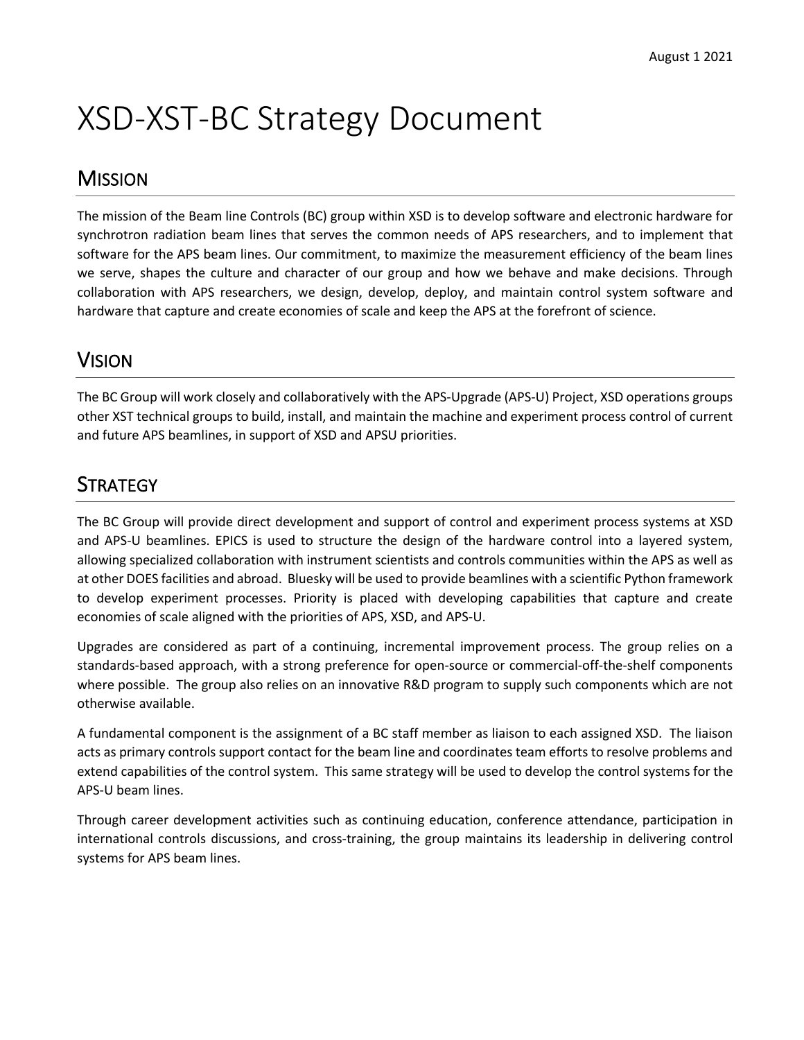August 1 2021

# XSD-XST-BC Strategy Document

## Mission

The mission of the Beam line Controls (BC) group within XSD is to develop software and electronic hardware for synchrotron radiation beam lines that serves the common needs of APS researchers, and to implement that software for the APS beam lines. Our commitment, to maximize the measurement efficiency of the beam lines we serve, shapes the culture and character of our group and how we behave and make decisions. Through collaboration with APS researchers, we design, develop, deploy, and maintain control system software and hardware that capture and create economies of scale and keep the APS at the forefront of science.

## Vision

The BC Group will work closely and collaboratively with the APS-Upgrade (APS-U) Project, XSD operations groups other XST technical groups to build, install, and maintain the machine and experiment process control of current and future APS beamlines, in support of XSD and APSU priorities.

## Strategy

The BC Group will provide direct development and support of control and experiment process systems at XSD and APS-U beamlines. EPICS is used to structure the design of the hardware control into a layered system, allowing specialized collaboration with instrument scientists and controls communities within the APS as well as at other DOES facilities and abroad. Bluesky will be used to provide beamlines with a scientific Python framework to develop experiment processes. Priority is placed with developing capabilities that capture and create economies of scale aligned with the priorities of APS, XSD, and APS-U.

Upgrades are considered as part of a continuing, incremental improvement process. The group relies on a standards-based approach, with a strong preference for open-source or commercial-off-the-shelf components where possible. The group also relies on an innovative R&D program to supply such components which are not otherwise available.

A fundamental component is the assignment of a BC staff member as liaison to each assigned XSD. The liaison acts as primary controls support contact for the beam line and coordinates team efforts to resolve problems and extend capabilities of the control system. This same strategy will be used to develop the control systems for the APS-U beam lines.

Through career development activities such as continuing education, conference attendance, participation in international controls discussions, and cross-training, the group maintains its leadership in delivering control systems for APS beam lines.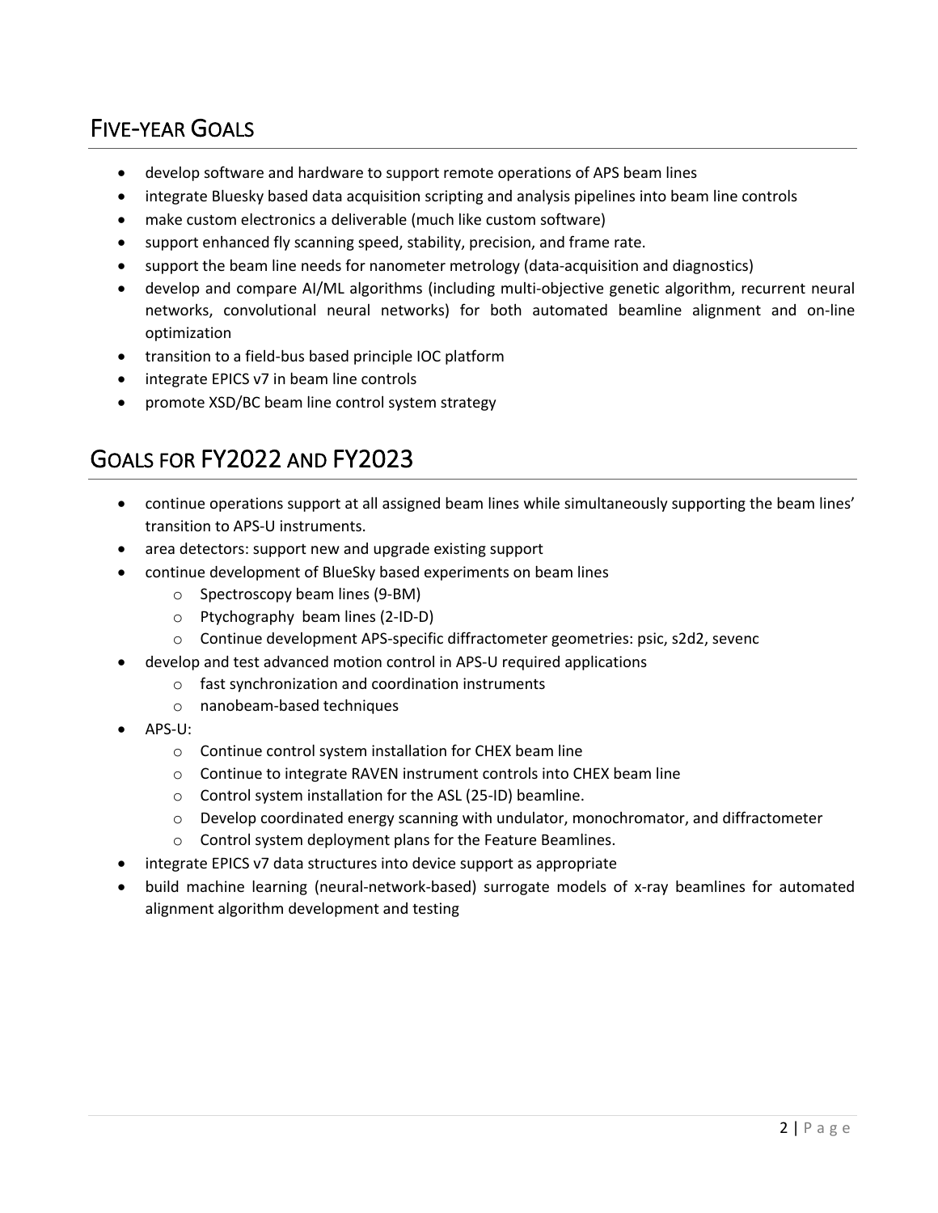## Five-year Goals

- develop software and hardware to support remote operations of APS beam lines
- integrate Bluesky based data acquisition scripting and analysis pipelines into beam line controls
- make custom electronics a deliverable (much like custom software)
- support enhanced fly scanning speed, stability, precision, and frame rate.
- support the beam line needs for nanometer metrology (data-acquisition and diagnostics)
- develop and compare AI/ML algorithms (including multi-objective genetic algorithm, recurrent neural networks, convolutional neural networks) for both automated beamline alignment and on-line optimization
- transition to a field-bus based principle IOC platform
- integrate EPICS v7 in beam line controls
- promote XSD/BC beam line control system strategy

## Goals for FY2022 and FY2023

- continue operations support at all assigned beam lines while simultaneously supporting the beam lines' transition to APS-U instruments.
- area detectors: support new and upgrade existing support
- continue development of BlueSky based experiments on beam lines
    - Spectroscopy beam lines (9-BM)
    - Ptychography beam lines (2-ID-D)
    - Continue development APS-specific diffractometer geometries: psic, s2d2, sevenc
- develop and test advanced motion control in APS-U required applications
    - fast synchronization and coordination instruments
    - nanobeam-based techniques
- APS-U:
    - Continue control system installation for CHEX beam line
    - Continue to integrate RAVEN instrument controls into CHEX beam line
    - Control system installation for the ASL (25-ID) beamline.
    - Develop coordinated energy scanning with undulator, monochromator, and diffractometer
    - Control system deployment plans for the Feature Beamlines.
- integrate EPICS v7 data structures into device support as appropriate
- build machine learning (neural-network-based) surrogate models of x-ray beamlines for automated alignment algorithm development and testing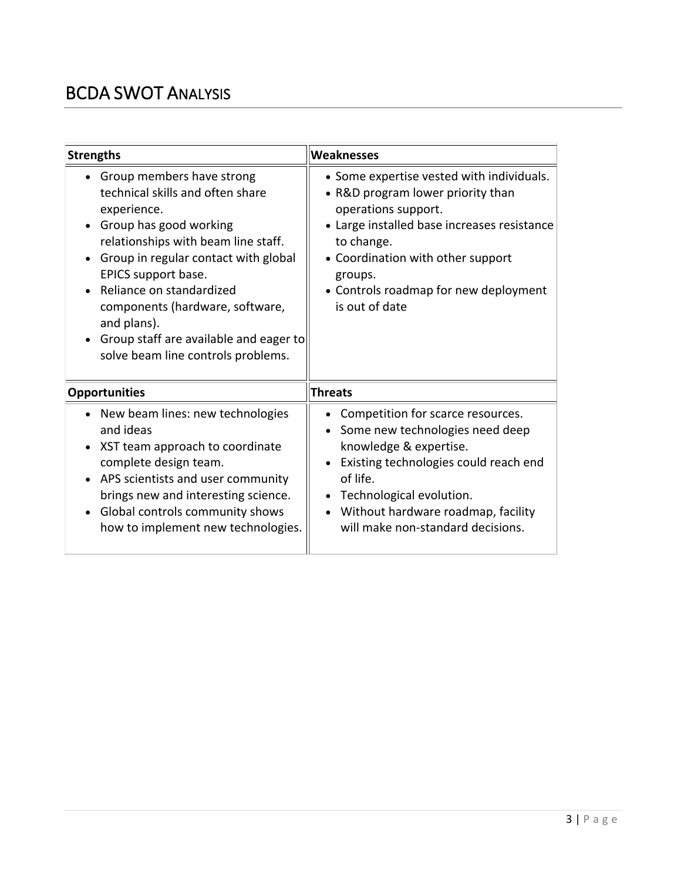# BCDA SWOT Analysis

| Strengths | Weaknesses |
| --- | --- |
| • Group members have strong technical skills and often share experience.<br>• Group has good working relationships with beam line staff.<br>• Group in regular contact with global EPICS support base.<br>• Reliance on standardized components (hardware, software, and plans).<br>• Group staff are available and eager to solve beam line controls problems. | • Some expertise vested with individuals.<br>• R&D program lower priority than operations support.<br>• Large installed base increases resistance to change.<br>• Coordination with other support groups.<br>• Controls roadmap for new deployment is out of date |
| **Opportunities** | **Threats** |
| • New beam lines: new technologies and ideas<br>• XST team approach to coordinate complete design team.<br>• APS scientists and user community brings new and interesting science.<br>• Global controls community shows how to implement new technologies. | • Competition for scarce resources.<br>• Some new technologies need deep knowledge & expertise.<br>• Existing technologies could reach end of life.<br>• Technological evolution.<br>• Without hardware roadmap, facility will make non-standard decisions. |